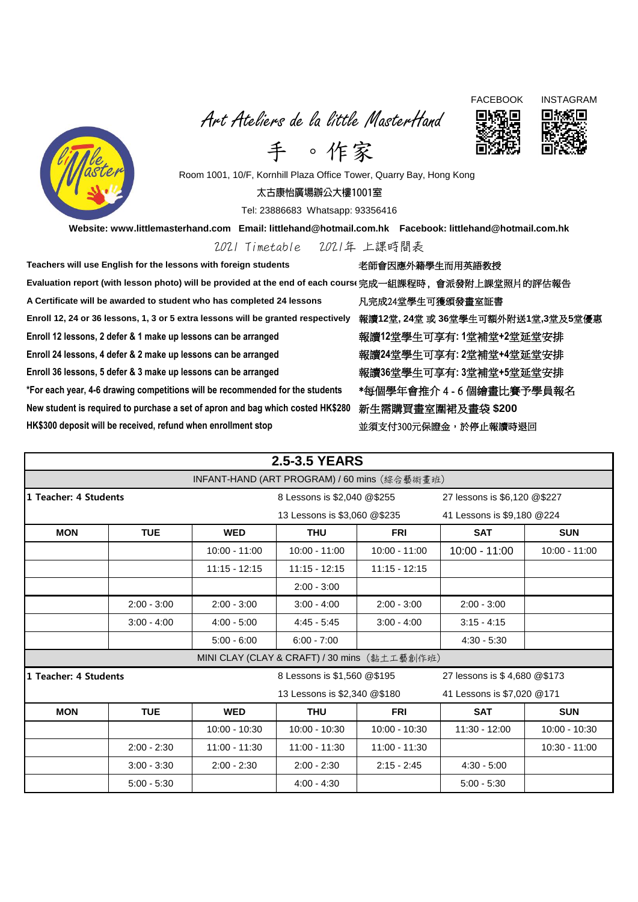FACEBOOK INSTAGRAM

# Art Ateliers de la little MasterHand

# 手 。作家

Room 1001, 10/F, Kornhill Plaza Office Tower, Quarry Bay, Hong Kong

太古康怡廣場辦公大樓1001室

Tel: 23886683 Whatsapp: 93356416

**Website: www.littlemasterhand.com Email: littlehand@hotmail.com.hk Facebook: littlehand@hotmail.com.hk**

## 2021 Timetable 2021年 上課時間表

| | |
|---|---|
| **Teachers will use English for the lessons with foreign students** | **老師會因應外籍學生而用英語教授** |
| **Evaluation report (with lesson photo) will be provided at the end of each course** | **完成一組課程時，會派發附上課堂照片的評估報告** |
| **A Certificate will be awarded to student who has completed 24 lessons** | **凡完成24堂學生可獲頒發畫室証書** |
| **Enroll 12, 24 or 36 lessons, 1, 3 or 5 extra lessons will be granted respectively** | **報讀12堂, 24堂 或 36堂學生可額外附送1堂,3堂及5堂優惠** |
| **Enroll 12 lessons, 2 defer & 1 make up lessons can be arranged** | **報讀12堂學生可享有: 1堂補堂+2堂延堂安排** |
| **Enroll 24 lessons, 4 defer & 2 make up lessons can be arranged** | **報讀24堂學生可享有: 2堂補堂+4堂延堂安排** |
| **Enroll 36 lessons, 5 defer & 3 make up lessons can be arranged** | **報讀36堂學生可享有: 3堂補堂+5堂延堂安排** |
| **\*For each year, 4-6 drawing competitions will be recommended for the students** | **\*每個學年會推介 4 - 6 個繪畫比賽予學員報名** |
| **New student is required to purchase a set of apron and bag which costed HK$280** | **新生需購買畫室圍裙及畫袋 $200** |
| **HK$300 deposit will be received, refund when enrollment stop** | **並須支付300元保證金，於停止報讀時退回** |

| **2.5-3.5 YEARS** | | | | | | |
|---|---|---|---|---|---|---|
| INFANT-HAND (ART PROGRAM) / 60 mins (綜合藝術畫班) | | | | | | |
| **1 Teacher: 4 Students** | | | 8 Lessons is $2,040 @$255 | | 27 lessons is $6,120 @$227 | |
| | | | 13 Lessons is $3,060 @$235 | | 41 Lessons is $9,180 @224 | |
| **MON** | **TUE** | **WED** | **THU** | **FRI** | **SAT** | **SUN** |
| | | 10:00 - 11:00 | 10:00 - 11:00 | 10:00 - 11:00 | 10:00 - 11:00 | 10:00 - 11:00 |
| | | 11:15 - 12:15 | 11:15 - 12:15 | 11:15 - 12:15 | | |
| | | | 2:00 - 3:00 | | | |
| | 2:00 - 3:00 | 2:00 - 3:00 | 3:00 - 4:00 | 2:00 - 3:00 | 2:00 - 3:00 | |
| | 3:00 - 4:00 | 4:00 - 5:00 | 4:45 - 5:45 | 3:00 - 4:00 | 3:15 - 4:15 | |
| | | 5:00 - 6:00 | 6:00 - 7:00 | | 4:30 - 5:30 | |
| MINI CLAY (CLAY & CRAFT) / 30 mins (黏土工藝創作班) | | | | | | |
| **1 Teacher: 4 Students** | | | 8 Lessons is $1,560 @$195 | | 27 lessons is $ 4,680 @$173 | |
| | | | 13 Lessons is $2,340 @$180 | | 41 Lessons is $7,020 @171 | |
| **MON** | **TUE** | **WED** | **THU** | **FRI** | **SAT** | **SUN** |
| | | 10:00 - 10:30 | 10:00 - 10:30 | 10:00 - 10:30 | 11:30 - 12:00 | 10:00 - 10:30 |
| | 2:00 - 2:30 | 11:00 - 11:30 | 11:00 - 11:30 | 11:00 - 11:30 | | 10:30 - 11:00 |
| | 3:00 - 3:30 | 2:00 - 2:30 | 2:00 - 2:30 | 2:15 - 2:45 | 4:30 - 5:00 | |
| | 5:00 - 5:30 | | 4:00 - 4:30 | | 5:00 - 5:30 | |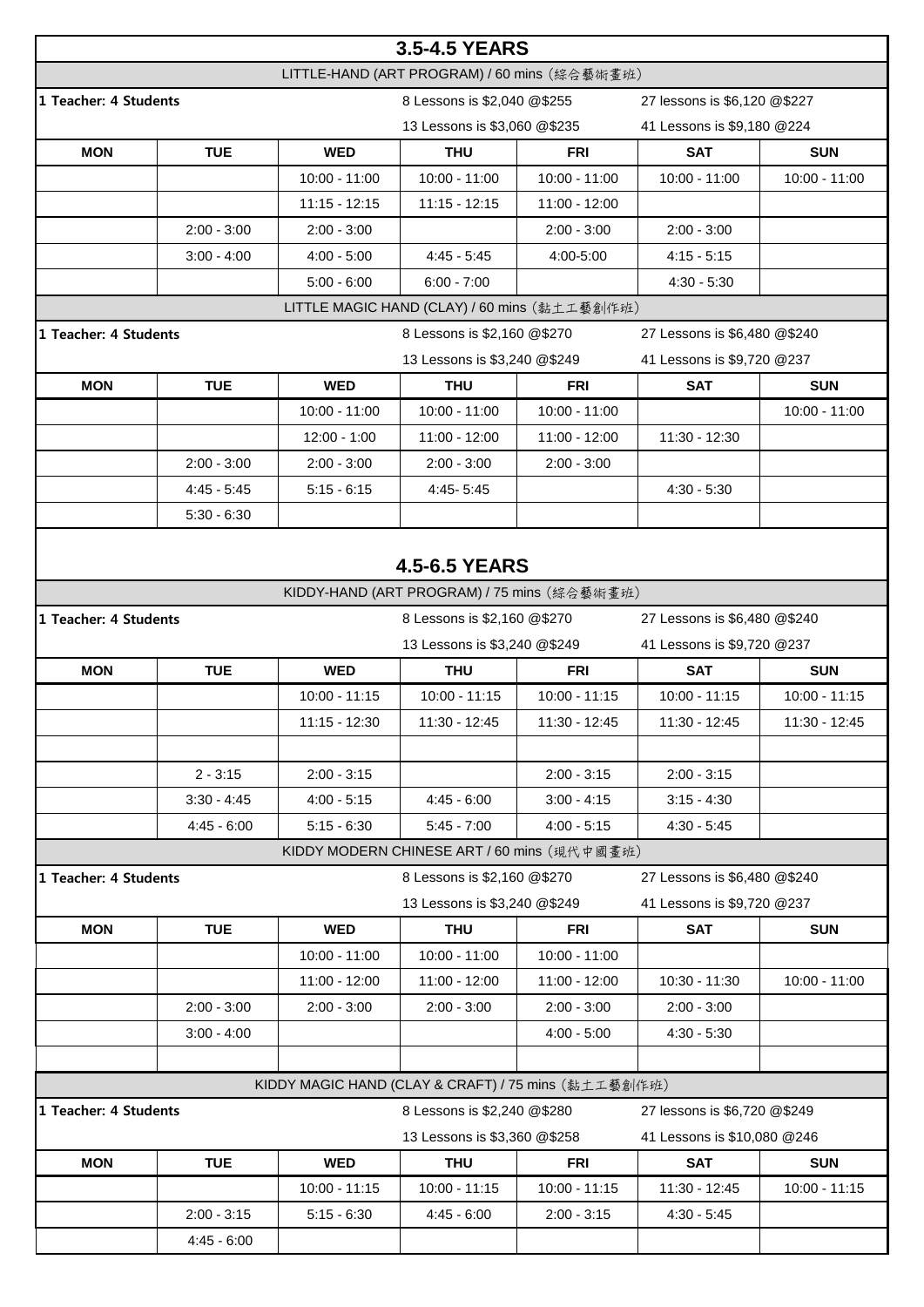## 3.5-4.5 YEARS

### LITTLE-HAND (ART PROGRAM) / 60 mins (綜合藝術畫班)

**1 Teacher: 4 Students**

8 Lessons is $2,040 @$255 | 27 lessons is $6,120 @$227
13 Lessons is $3,060 @$235 | 41 Lessons is $9,180 @224

| MON | TUE | WED | THU | FRI | SAT | SUN |
|---|---|---|---|---|---|---|
| | | 10:00 - 11:00 | 10:00 - 11:00 | 10:00 - 11:00 | 10:00 - 11:00 | 10:00 - 11:00 |
| | | 11:15 - 12:15 | 11:15 - 12:15 | 11:00 - 12:00 | | |
| | 2:00 - 3:00 | 2:00 - 3:00 | | 2:00 - 3:00 | 2:00 - 3:00 | |
| | 3:00 - 4:00 | 4:00 - 5:00 | 4:45 - 5:45 | 4:00-5:00 | 4:15 - 5:15 | |
| | | 5:00 - 6:00 | 6:00 - 7:00 | | 4:30 - 5:30 | |

### LITTLE MAGIC HAND (CLAY) / 60 mins (黏土工藝創作班)

**1 Teacher: 4 Students**

8 Lessons is $2,160 @$270 | 27 Lessons is $6,480 @$240
13 Lessons is $3,240 @$249 | 41 Lessons is $9,720 @$237

| MON | TUE | WED | THU | FRI | SAT | SUN |
|---|---|---|---|---|---|---|
| | | 10:00 - 11:00 | 10:00 - 11:00 | 10:00 - 11:00 | | 10:00 - 11:00 |
| | | 12:00 - 1:00 | 11:00 - 12:00 | 11:00 - 12:00 | 11:30 - 12:30 | |
| | 2:00 - 3:00 | 2:00 - 3:00 | 2:00 - 3:00 | 2:00 - 3:00 | | |
| | 4:45 - 5:45 | 5:15 - 6:15 | 4:45- 5:45 | | 4:30 - 5:30 | |
| | 5:30 - 6:30 | | | | | |

## 4.5-6.5 YEARS

### KIDDY-HAND (ART PROGRAM) / 75 mins (綜合藝術畫班)

**1 Teacher: 4 Students**

8 Lessons is $2,160 @$270 | 27 Lessons is $6,480 @$240
13 Lessons is $3,240 @$249 | 41 Lessons is $9,720 @$237

| MON | TUE | WED | THU | FRI | SAT | SUN |
|---|---|---|---|---|---|---|
| | | 10:00 - 11:15 | 10:00 - 11:15 | 10:00 - 11:15 | 10:00 - 11:15 | 10:00 - 11:15 |
| | | 11:15 - 12:30 | 11:30 - 12:45 | 11:30 - 12:45 | 11:30 - 12:45 | 11:30 - 12:45 |
| | | | | | | |
| | 2 - 3:15 | 2:00 - 3:15 | | 2:00 - 3:15 | 2:00 - 3:15 | |
| | 3:30 - 4:45 | 4:00 - 5:15 | 4:45 - 6:00 | 3:00 - 4:15 | 3:15 - 4:30 | |
| | 4:45 - 6:00 | 5:15 - 6:30 | 5:45 - 7:00 | 4:00 - 5:15 | 4:30 - 5:45 | |

### KIDDY MODERN CHINESE ART / 60 mins (現代中國畫班)

**1 Teacher: 4 Students**

8 Lessons is $2,160 @$270 | 27 Lessons is $6,480 @$240
13 Lessons is $3,240 @$249 | 41 Lessons is $9,720 @$237

| MON | TUE | WED | THU | FRI | SAT | SUN |
|---|---|---|---|---|---|---|
| | | 10:00 - 11:00 | 10:00 - 11:00 | 10:00 - 11:00 | | |
| | | 11:00 - 12:00 | 11:00 - 12:00 | 11:00 - 12:00 | 10:30 - 11:30 | 10:00 - 11:00 |
| | 2:00 - 3:00 | 2:00 - 3:00 | 2:00 - 3:00 | 2:00 - 3:00 | 2:00 - 3:00 | |
| | 3:00 - 4:00 | | | 4:00 - 5:00 | 4:30 - 5:30 | |
| | | | | | | |

### KIDDY MAGIC HAND (CLAY & CRAFT) / 75 mins (黏土工藝創作班)

**1 Teacher: 4 Students**

8 Lessons is $2,240 @$280 | 27 lessons is $6,720 @$249
13 Lessons is $3,360 @$258 | 41 Lessons is $10,080 @$246

| MON | TUE | WED | THU | FRI | SAT | SUN |
|---|---|---|---|---|---|---|
| | | 10:00 - 11:15 | 10:00 - 11:15 | 10:00 - 11:15 | 11:30 - 12:45 | 10:00 - 11:15 |
| | 2:00 - 3:15 | 5:15 - 6:30 | 4:45 - 6:00 | 2:00 - 3:15 | 4:30 - 5:45 | |
| | 4:45 - 6:00 | | | | | |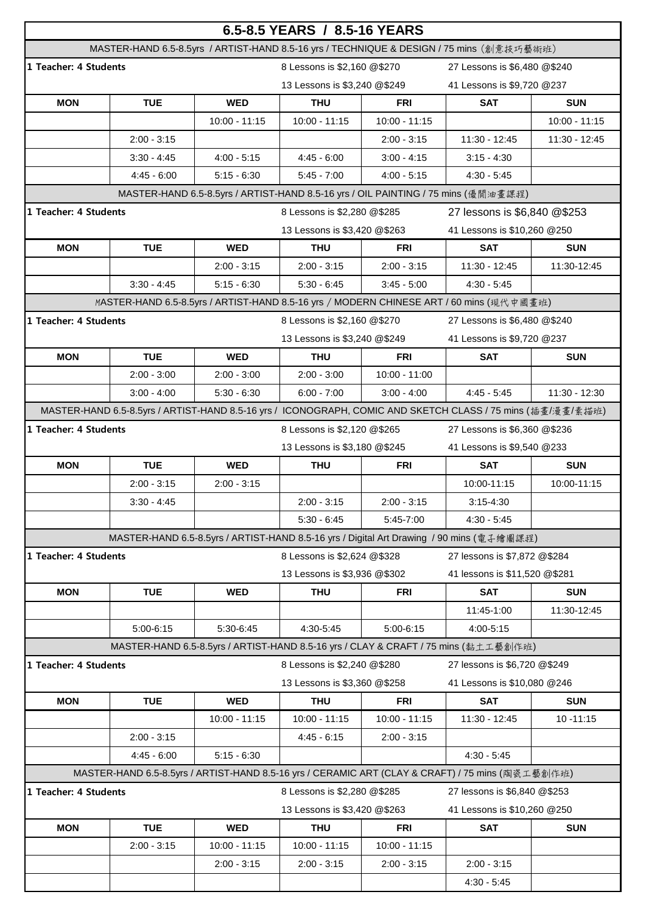# 6.5-8.5 YEARS / 8.5-16 YEARS

## MASTER-HAND 6.5-8.5yrs / ARTIST-HAND 8.5-16 yrs / TECHNIQUE & DESIGN / 75 mins (創意技巧藝術班)

**1 Teacher: 4 Students**

8 Lessons is $2,160 @$270 | 27 Lessons is $6,480 @$240

13 Lessons is $3,240 @$249 | 41 Lessons is $9,720 @237

| MON | TUE | WED | THU | FRI | SAT | SUN |
|---|---|---|---|---|---|---|
| | | 10:00 - 11:15 | 10:00 - 11:15 | 10:00 - 11:15 | | 10:00 - 11:15 |
| | 2:00 - 3:15 | | | 2:00 - 3:15 | 11:30 - 12:45 | 11:30 - 12:45 |
| | 3:30 - 4:45 | 4:00 - 5:15 | 4:45 - 6:00 | 3:00 - 4:15 | 3:15 - 4:30 | |
| | 4:45 - 6:00 | 5:15 - 6:30 | 5:45 - 7:00 | 4:00 - 5:15 | 4:30 - 5:45 | |

## MASTER-HAND 6.5-8.5yrs / ARTIST-HAND 8.5-16 yrs / OIL PAINTING / 75 mins (優閒油畫課程)

**1 Teacher: 4 Students**

8 Lessons is $2,280 @$285 | 27 lessons is $6,840 @$253

13 Lessons is $3,420 @$263 | 41 Lessons is $10,260 @250

| MON | TUE | WED | THU | FRI | SAT | SUN |
|---|---|---|---|---|---|---|
| | | 2:00 - 3:15 | 2:00 - 3:15 | 2:00 - 3:15 | 11:30 - 12:45 | 11:30-12:45 |
| | 3:30 - 4:45 | 5:15 - 6:30 | 5:30 - 6:45 | 3:45 - 5:00 | 4:30 - 5:45 | |

## MASTER-HAND 6.5-8.5yrs / ARTIST-HAND 8.5-16 yrs / MODERN CHINESE ART / 60 mins (現代中國畫班)

**1 Teacher: 4 Students**

8 Lessons is $2,160 @$270 | 27 Lessons is $6,480 @$240

13 Lessons is $3,240 @$249 | 41 Lessons is $9,720 @237

| MON | TUE | WED | THU | FRI | SAT | SUN |
|---|---|---|---|---|---|---|
| | 2:00 - 3:00 | 2:00 - 3:00 | 2:00 - 3:00 | 10:00 - 11:00 | | |
| | 3:00 - 4:00 | 5:30 - 6:30 | 6:00 - 7:00 | 3:00 - 4:00 | 4:45 - 5:45 | 11:30 - 12:30 |

## MASTER-HAND 6.5-8.5yrs / ARTIST-HAND 8.5-16 yrs / ICONOGRAPH, COMIC AND SKETCH CLASS / 75 mins (插畫/漫畫/素描班)

**1 Teacher: 4 Students**

8 Lessons is $2,120 @$265 | 27 Lessons is $6,360 @$236

13 Lessons is $3,180 @$245 | 41 Lessons is $9,540 @233

| MON | TUE | WED | THU | FRI | SAT | SUN |
|---|---|---|---|---|---|---|
| | 2:00 - 3:15 | 2:00 - 3:15 | | | 10:00-11:15 | 10:00-11:15 |
| | 3:30 - 4:45 | | 2:00 - 3:15 | 2:00 - 3:15 | 3:15-4:30 | |
| | | | 5:30 - 6:45 | 5:45-7:00 | 4:30 - 5:45 | |

## MASTER-HAND 6.5-8.5yrs / ARTIST-HAND 8.5-16 yrs / Digital Art Drawing / 90 mins (電子繪圖課程)

**1 Teacher: 4 Students**

8 Lessons is $2,624 @$328 | 27 lessons is $7,872 @$284

13 Lessons is $3,936 @$302 | 41 lessons is $11,520 @$281

| MON | TUE | WED | THU | FRI | SAT | SUN |
|---|---|---|---|---|---|---|
| | | | | | 11:45-1:00 | 11:30-12:45 |
| | 5:00-6:15 | 5:30-6:45 | 4:30-5:45 | 5:00-6:15 | 4:00-5:15 | |

## MASTER-HAND 6.5-8.5yrs / ARTIST-HAND 8.5-16 yrs / CLAY & CRAFT / 75 mins (黏土工藝創作班)

**1 Teacher: 4 Students**

8 Lessons is $2,240 @$280 | 27 lessons is $6,720 @$249

13 Lessons is $3,360 @$258 | 41 Lessons is $10,080 @246

| MON | TUE | WED | THU | FRI | SAT | SUN |
|---|---|---|---|---|---|---|
| | | 10:00 - 11:15 | 10:00 - 11:15 | 10:00 - 11:15 | 11:30 - 12:45 | 10 -11:15 |
| | 2:00 - 3:15 | | 4:45 - 6:15 | 2:00 - 3:15 | | |
| | 4:45 - 6:00 | 5:15 - 6:30 | | | 4:30 - 5:45 | |

## MASTER-HAND 6.5-8.5yrs / ARTIST-HAND 8.5-16 yrs / CERAMIC ART (CLAY & CRAFT) / 75 mins (陶瓷工藝創作班)

**1 Teacher: 4 Students**

8 Lessons is $2,280 @$285 | 27 lessons is $6,840 @$253

13 Lessons is $3,420 @$263 | 41 Lessons is $10,260 @250

| MON | TUE | WED | THU | FRI | SAT | SUN |
|---|---|---|---|---|---|---|
| | 2:00 - 3:15 | 10:00 - 11:15 | 10:00 - 11:15 | 10:00 - 11:15 | | |
| | | 2:00 - 3:15 | 2:00 - 3:15 | 2:00 - 3:15 | 2:00 - 3:15 | |
| | | | | | 4:30 - 5:45 | |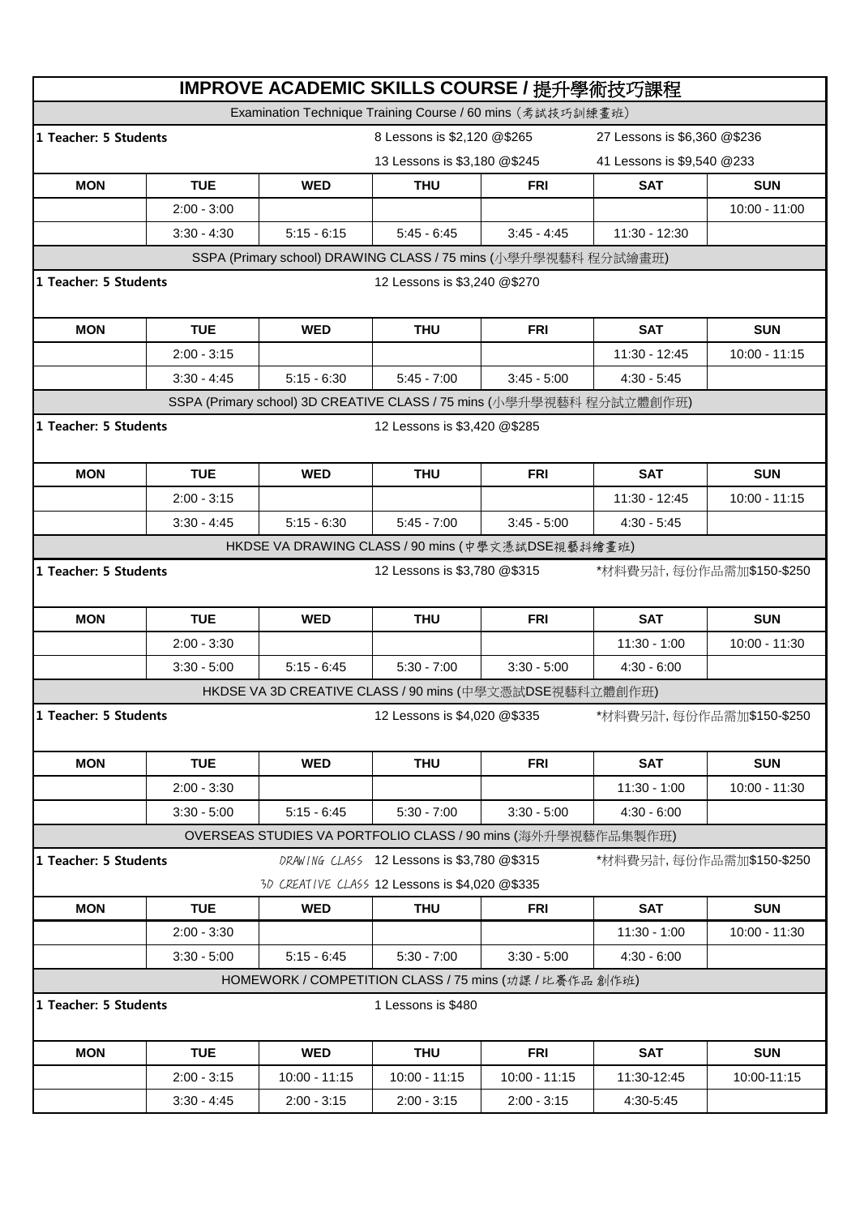# IMPROVE ACADEMIC SKILLS COURSE / 提升學術技巧課程

## Examination Technique Training Course / 60 mins (考試技巧訓練畫班)

**1 Teacher: 5 Students**

8 Lessons is $2,120 @$265 | 27 Lessons is $6,360 @$236

13 Lessons is $3,180 @$245 | 41 Lessons is $9,540 @233

| MON | TUE | WED | THU | FRI | SAT | SUN |
|---|---|---|---|---|---|---|
| | 2:00 - 3:00 | | | | | 10:00 - 11:00 |
| | 3:30 - 4:30 | 5:15 - 6:15 | 5:45 - 6:45 | 3:45 - 4:45 | 11:30 - 12:30 | |

## SSPA (Primary school) DRAWING CLASS / 75 mins (小學升學視藝科 程分試繪畫班)

**1 Teacher: 5 Students**

12 Lessons is $3,240 @$270

| MON | TUE | WED | THU | FRI | SAT | SUN |
|---|---|---|---|---|---|---|
| | 2:00 - 3:15 | | | | 11:30 - 12:45 | 10:00 - 11:15 |
| | 3:30 - 4:45 | 5:15 - 6:30 | 5:45 - 7:00 | 3:45 - 5:00 | 4:30 - 5:45 | |

## SSPA (Primary school) 3D CREATIVE CLASS / 75 mins (小學升學視藝科 程分試立體創作班)

**1 Teacher: 5 Students**

12 Lessons is $3,420 @$285

| MON | TUE | WED | THU | FRI | SAT | SUN |
|---|---|---|---|---|---|---|
| | 2:00 - 3:15 | | | | 11:30 - 12:45 | 10:00 - 11:15 |
| | 3:30 - 4:45 | 5:15 - 6:30 | 5:45 - 7:00 | 3:45 - 5:00 | 4:30 - 5:45 | |

## HKDSE VA DRAWING CLASS / 90 mins (中學文憑試DSE視藝科繪畫班)

**1 Teacher: 5 Students**

12 Lessons is $3,780 @$315 | *材料費另計, 每份作品需加$150-$250

| MON | TUE | WED | THU | FRI | SAT | SUN |
|---|---|---|---|---|---|---|
| | 2:00 - 3:30 | | | | 11:30 - 1:00 | 10:00 - 11:30 |
| | 3:30 - 5:00 | 5:15 - 6:45 | 5:30 - 7:00 | 3:30 - 5:00 | 4:30 - 6:00 | |

## HKDSE VA 3D CREATIVE CLASS / 90 mins (中學文憑試DSE視藝科立體創作班)

**1 Teacher: 5 Students**

12 Lessons is $4,020 @$335 | *材料費另計, 每份作品需加$150-$250

| MON | TUE | WED | THU | FRI | SAT | SUN |
|---|---|---|---|---|---|---|
| | 2:00 - 3:30 | | | | 11:30 - 1:00 | 10:00 - 11:30 |
| | 3:30 - 5:00 | 5:15 - 6:45 | 5:30 - 7:00 | 3:30 - 5:00 | 4:30 - 6:00 | |

## OVERSEAS STUDIES VA PORTFOLIO CLASS / 90 mins (海外升學視藝作品集製作班)

**1 Teacher: 5 Students**

DRAWING CLASS 12 Lessons is $3,780 @$315 | *材料費另計, 每份作品需加$150-$250

3D CREATIVE CLASS 12 Lessons is $4,020 @$335

| MON | TUE | WED | THU | FRI | SAT | SUN |
|---|---|---|---|---|---|---|
| | 2:00 - 3:30 | | | | 11:30 - 1:00 | 10:00 - 11:30 |
| | 3:30 - 5:00 | 5:15 - 6:45 | 5:30 - 7:00 | 3:30 - 5:00 | 4:30 - 6:00 | |

## HOMEWORK / COMPETITION CLASS / 75 mins (功課 / 比賽作品 創作班)

**1 Teacher: 5 Students**

1 Lessons is $480

| MON | TUE | WED | THU | FRI | SAT | SUN |
|---|---|---|---|---|---|---|
| | 2:00 - 3:15 | 10:00 - 11:15 | 10:00 - 11:15 | 10:00 - 11:15 | 11:30-12:45 | 10:00-11:15 |
| | 3:30 - 4:45 | 2:00 - 3:15 | 2:00 - 3:15 | 2:00 - 3:15 | 4:30-5:45 | |